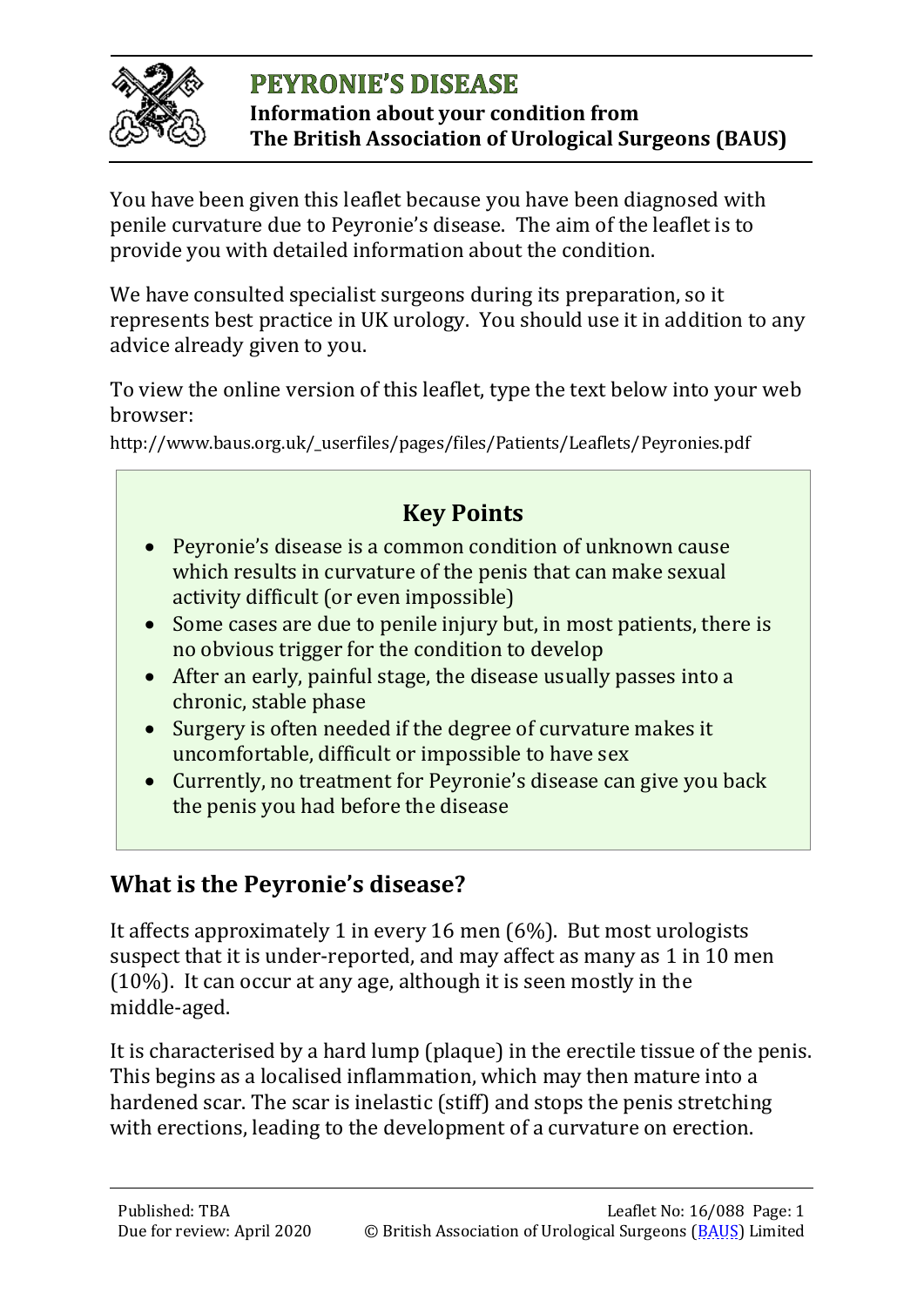# PEYRONIE'S DISEASE

**Information about your condition from The British Association of Urological Surgeons (BAUS)**

You have been given this leaflet because you have been diagnosed with penile curvature due to Peyronie's disease. The aim of the leaflet is to provide you with detailed information about the condition.

We have consulted specialist surgeons during its preparation, so it represents best practice in UK urology. You should use it in addition to any advice already given to you.

To view the online version of this leaflet, type the text below into your web browser:

http://www.baus.org.uk/_userfiles/pages/files/Patients/Leaflets/Peyronies.pdf

### Key Points

- Peyronie's disease is a common condition of unknown cause which results in curvature of the penis that can make sexual activity difficult (or even impossible)
- Some cases are due to penile injury but, in most patients, there is no obvious trigger for the condition to develop
- After an early, painful stage, the disease usually passes into a chronic, stable phase
- Surgery is often needed if the degree of curvature makes it uncomfortable, difficult or impossible to have sex
- Currently, no treatment for Peyronie's disease can give you back the penis you had before the disease

## What is the Peyronie's disease?

It affects approximately 1 in every 16 men (6%). But most urologists suspect that it is under-reported, and may affect as many as 1 in 10 men (10%). It can occur at any age, although it is seen mostly in the middle-aged.

It is characterised by a hard lump (plaque) in the erectile tissue of the penis. This begins as a localised inflammation, which may then mature into a hardened scar. The scar is inelastic (stiff) and stops the penis stretching with erections, leading to the development of a curvature on erection.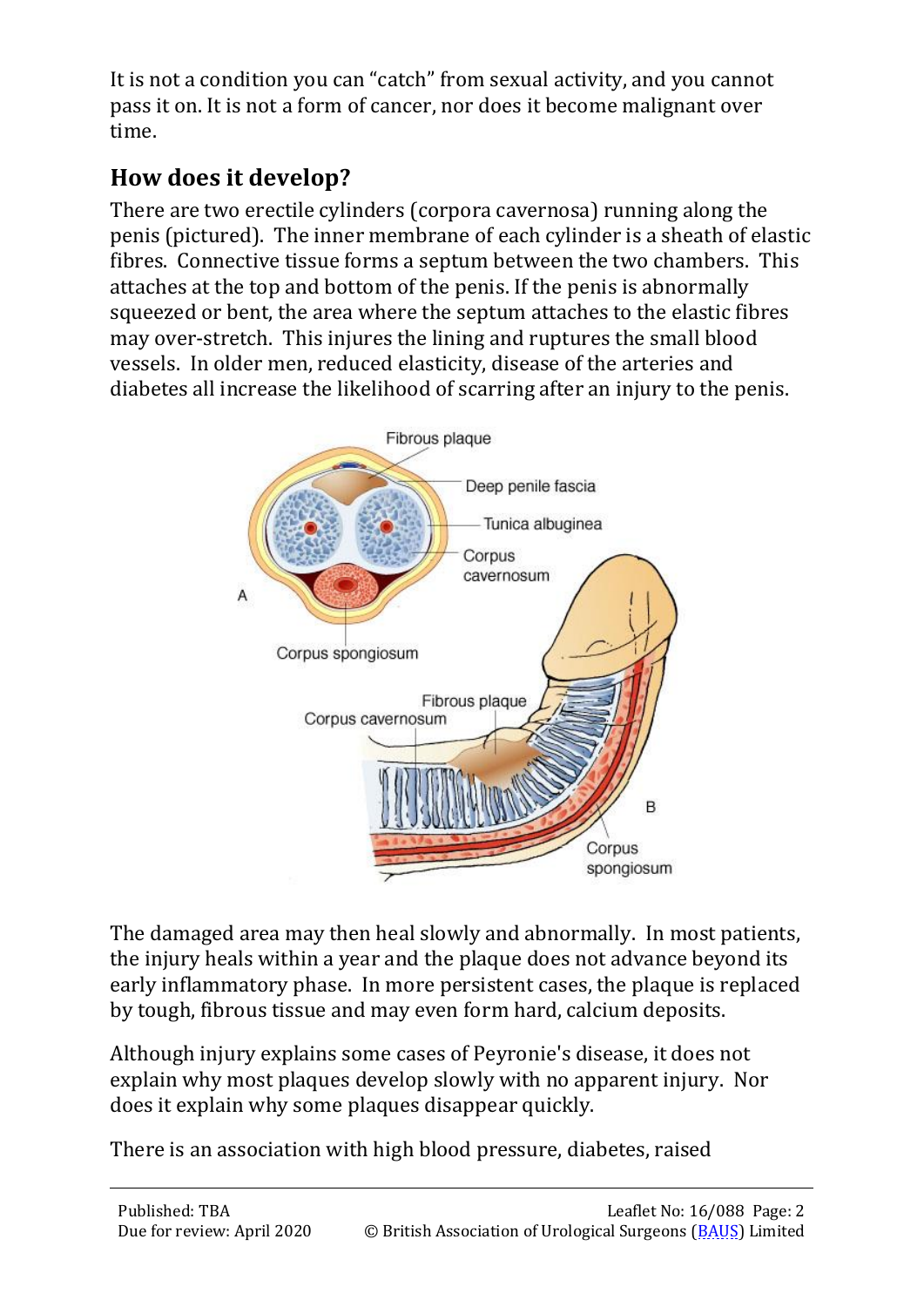It is not a condition you can "catch" from sexual activity, and you cannot pass it on. It is not a form of cancer, nor does it become malignant over time.

## How does it develop?

There are two erectile cylinders (corpora cavernosa) running along the penis (pictured). The inner membrane of each cylinder is a sheath of elastic fibres. Connective tissue forms a septum between the two chambers. This attaches at the top and bottom of the penis. If the penis is abnormally squeezed or bent, the area where the septum attaches to the elastic fibres may over-stretch. This injures the lining and ruptures the small blood vessels. In older men, reduced elasticity, disease of the arteries and diabetes all increase the likelihood of scarring after an injury to the penis.

The damaged area may then heal slowly and abnormally. In most patients, the injury heals within a year and the plaque does not advance beyond its early inflammatory phase. In more persistent cases, the plaque is replaced by tough, fibrous tissue and may even form hard, calcium deposits.

Although injury explains some cases of Peyronie's disease, it does not explain why most plaques develop slowly with no apparent injury. Nor does it explain why some plaques disappear quickly.

There is an association with high blood pressure, diabetes, raised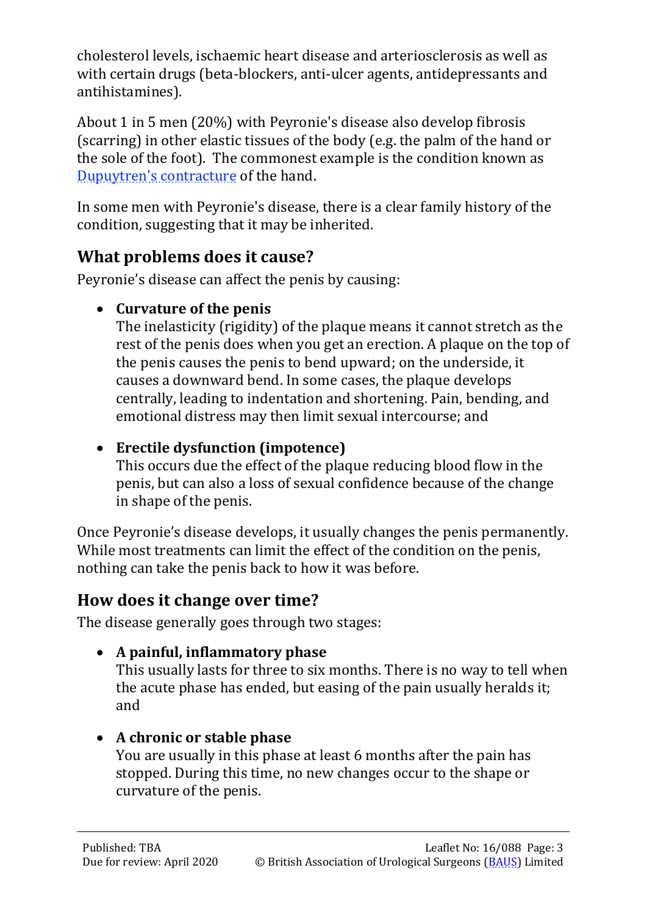cholesterol levels, ischaemic heart disease and arteriosclerosis as well as with certain drugs (beta-blockers, anti-ulcer agents, antidepressants and antihistamines).

About 1 in 5 men (20%) with Peyronie's disease also develop fibrosis (scarring) in other elastic tissues of the body (e.g. the palm of the hand or the sole of the foot). The commonest example is the condition known as Dupuytren's contracture of the hand.

In some men with Peyronie's disease, there is a clear family history of the condition, suggesting that it may be inherited.

## What problems does it cause?

Peyronie's disease can affect the penis by causing:

- **Curvature of the penis**
  The inelasticity (rigidity) of the plaque means it cannot stretch as the rest of the penis does when you get an erection. A plaque on the top of the penis causes the penis to bend upward; on the underside, it causes a downward bend. In some cases, the plaque develops centrally, leading to indentation and shortening. Pain, bending, and emotional distress may then limit sexual intercourse; and

- **Erectile dysfunction (impotence)**
  This occurs due the effect of the plaque reducing blood flow in the penis, but can also a loss of sexual confidence because of the change in shape of the penis.

Once Peyronie's disease develops, it usually changes the penis permanently. While most treatments can limit the effect of the condition on the penis, nothing can take the penis back to how it was before.

## How does it change over time?

The disease generally goes through two stages:

- **A painful, inflammatory phase**
  This usually lasts for three to six months. There is no way to tell when the acute phase has ended, but easing of the pain usually heralds it; and

- **A chronic or stable phase**
  You are usually in this phase at least 6 months after the pain has stopped. During this time, no new changes occur to the shape or curvature of the penis.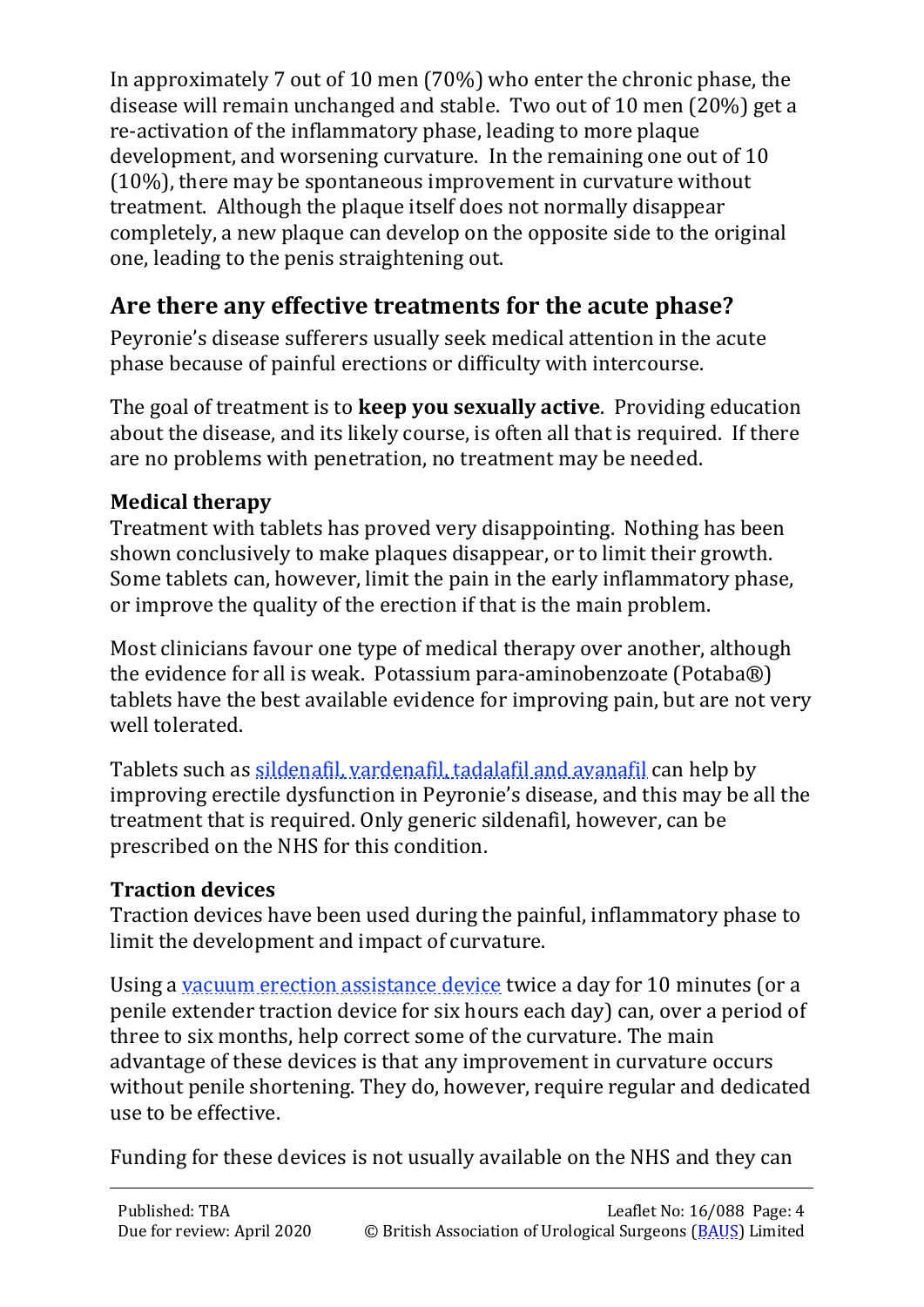In approximately 7 out of 10 men (70%) who enter the chronic phase, the disease will remain unchanged and stable. Two out of 10 men (20%) get a re-activation of the inflammatory phase, leading to more plaque development, and worsening curvature. In the remaining one out of 10 (10%), there may be spontaneous improvement in curvature without treatment. Although the plaque itself does not normally disappear completely, a new plaque can develop on the opposite side to the original one, leading to the penis straightening out.

## Are there any effective treatments for the acute phase?

Peyronie's disease sufferers usually seek medical attention in the acute phase because of painful erections or difficulty with intercourse.

The goal of treatment is to **keep you sexually active**. Providing education about the disease, and its likely course, is often all that is required. If there are no problems with penetration, no treatment may be needed.

### Medical therapy

Treatment with tablets has proved very disappointing. Nothing has been shown conclusively to make plaques disappear, or to limit their growth. Some tablets can, however, limit the pain in the early inflammatory phase, or improve the quality of the erection if that is the main problem.

Most clinicians favour one type of medical therapy over another, although the evidence for all is weak. Potassium para-aminobenzoate (Potaba®) tablets have the best available evidence for improving pain, but are not very well tolerated.

Tablets such as sildenafil, vardenafil, tadalafil and avanafil can help by improving erectile dysfunction in Peyronie's disease, and this may be all the treatment that is required. Only generic sildenafil, however, can be prescribed on the NHS for this condition.

### Traction devices

Traction devices have been used during the painful, inflammatory phase to limit the development and impact of curvature.

Using a vacuum erection assistance device twice a day for 10 minutes (or a penile extender traction device for six hours each day) can, over a period of three to six months, help correct some of the curvature. The main advantage of these devices is that any improvement in curvature occurs without penile shortening. They do, however, require regular and dedicated use to be effective.

Funding for these devices is not usually available on the NHS and they can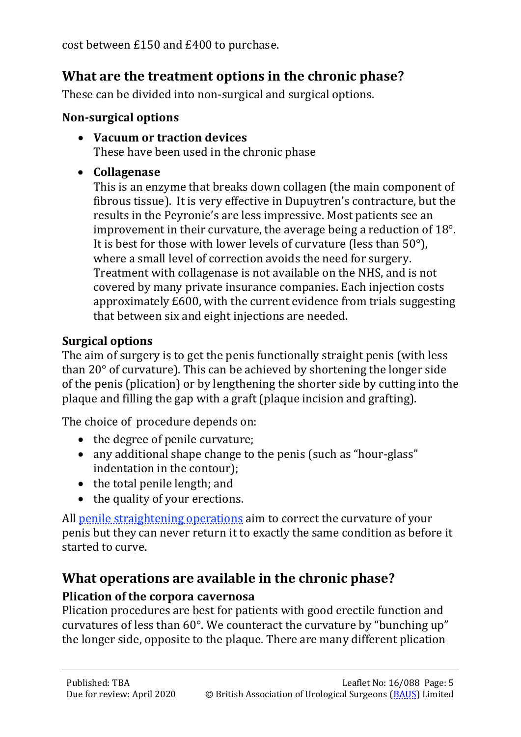cost between £150 and £400 to purchase.

## What are the treatment options in the chronic phase?

These can be divided into non-surgical and surgical options.

### Non-surgical options

- **Vacuum or traction devices**
  These have been used in the chronic phase
- **Collagenase**
  This is an enzyme that breaks down collagen (the main component of fibrous tissue). It is very effective in Dupuytren's contracture, but the results in the Peyronie's are less impressive. Most patients see an improvement in their curvature, the average being a reduction of 18°. It is best for those with lower levels of curvature (less than 50°), where a small level of correction avoids the need for surgery. Treatment with collagenase is not available on the NHS, and is not covered by many private insurance companies. Each injection costs approximately £600, with the current evidence from trials suggesting that between six and eight injections are needed.

### Surgical options

The aim of surgery is to get the penis functionally straight penis (with less than 20° of curvature). This can be achieved by shortening the longer side of the penis (plication) or by lengthening the shorter side by cutting into the plaque and filling the gap with a graft (plaque incision and grafting).

The choice of procedure depends on:

- the degree of penile curvature;
- any additional shape change to the penis (such as "hour-glass" indentation in the contour);
- the total penile length; and
- the quality of your erections.

All [penile straightening operations] aim to correct the curvature of your penis but they can never return it to exactly the same condition as before it started to curve.

## What operations are available in the chronic phase?

### Plication of the corpora cavernosa

Plication procedures are best for patients with good erectile function and curvatures of less than 60°. We counteract the curvature by "bunching up" the longer side, opposite to the plaque. There are many different plication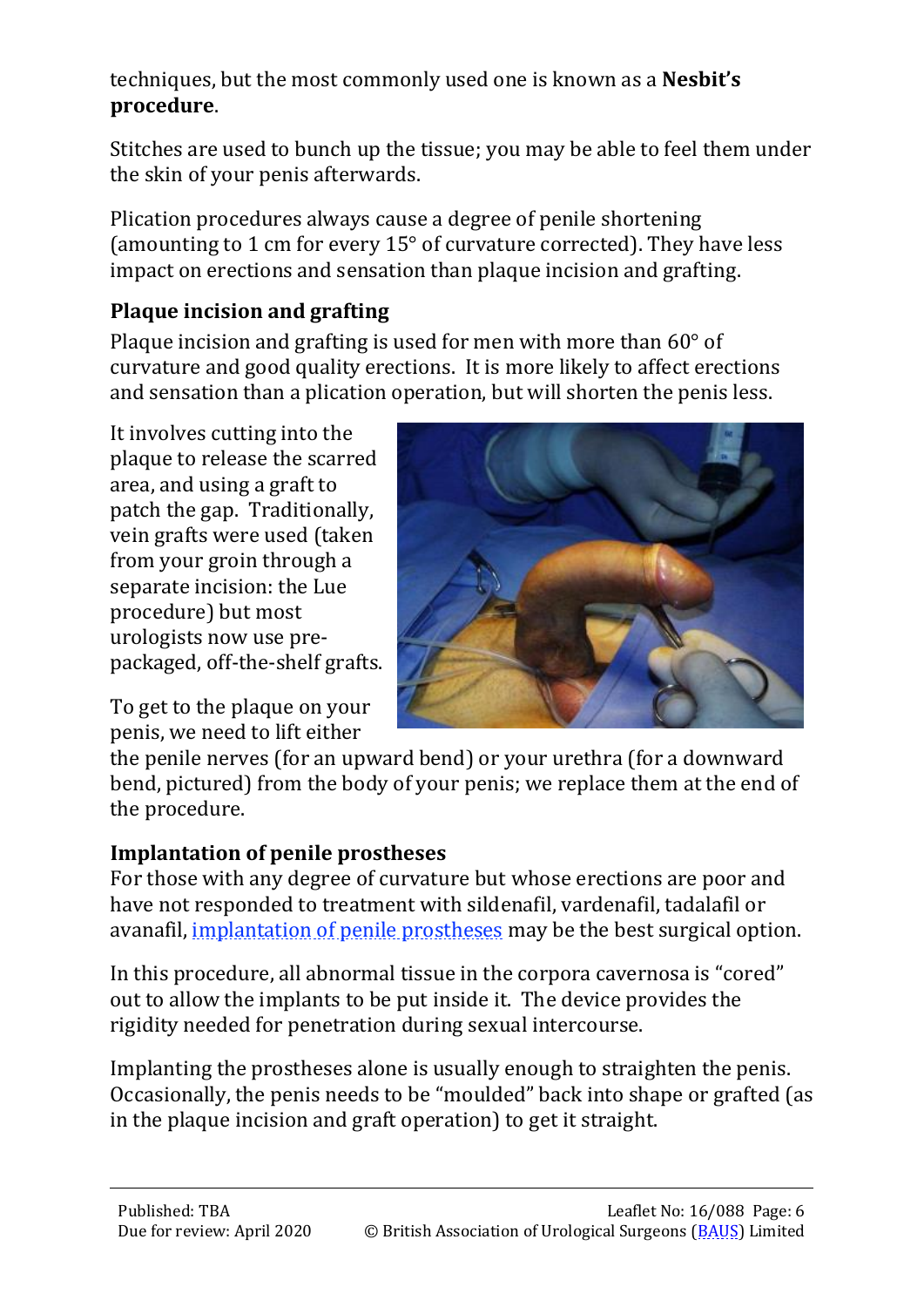techniques, but the most commonly used one is known as a **Nesbit's procedure**.

Stitches are used to bunch up the tissue; you may be able to feel them under the skin of your penis afterwards.

Plication procedures always cause a degree of penile shortening (amounting to 1 cm for every 15° of curvature corrected). They have less impact on erections and sensation than plaque incision and grafting.

### Plaque incision and grafting

Plaque incision and grafting is used for men with more than 60° of curvature and good quality erections. It is more likely to affect erections and sensation than a plication operation, but will shorten the penis less.

It involves cutting into the plaque to release the scarred area, and using a graft to patch the gap. Traditionally, vein grafts were used (taken from your groin through a separate incision: the Lue procedure) but most urologists now use pre-packaged, off-the-shelf grafts.

To get to the plaque on your penis, we need to lift either the penile nerves (for an upward bend) or your urethra (for a downward bend, pictured) from the body of your penis; we replace them at the end of the procedure.

### Implantation of penile prostheses

For those with any degree of curvature but whose erections are poor and have not responded to treatment with sildenafil, vardenafil, tadalafil or avanafil, implantation of penile prostheses may be the best surgical option.

In this procedure, all abnormal tissue in the corpora cavernosa is "cored" out to allow the implants to be put inside it. The device provides the rigidity needed for penetration during sexual intercourse.

Implanting the prostheses alone is usually enough to straighten the penis. Occasionally, the penis needs to be "moulded" back into shape or grafted (as in the plaque incision and graft operation) to get it straight.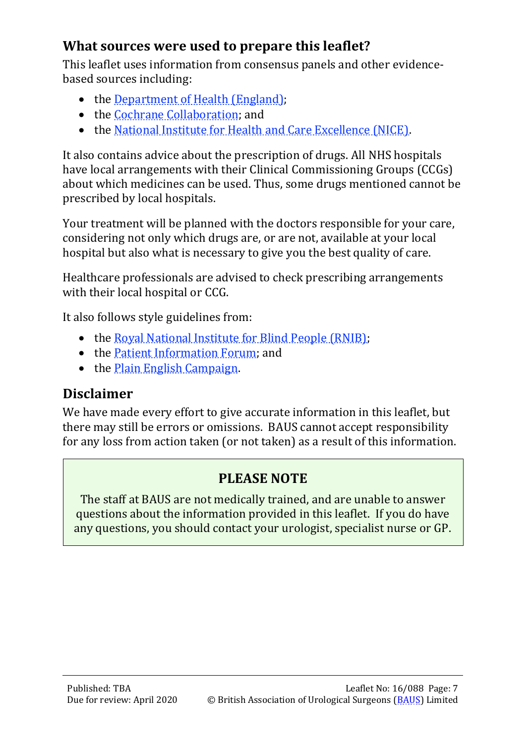## What sources were used to prepare this leaflet?

This leaflet uses information from consensus panels and other evidence-based sources including:

- the Department of Health (England);
- the Cochrane Collaboration; and
- the National Institute for Health and Care Excellence (NICE).

It also contains advice about the prescription of drugs. All NHS hospitals have local arrangements with their Clinical Commissioning Groups (CCGs) about which medicines can be used. Thus, some drugs mentioned cannot be prescribed by local hospitals.

Your treatment will be planned with the doctors responsible for your care, considering not only which drugs are, or are not, available at your local hospital but also what is necessary to give you the best quality of care.

Healthcare professionals are advised to check prescribing arrangements with their local hospital or CCG.

It also follows style guidelines from:

- the Royal National Institute for Blind People (RNIB);
- the Patient Information Forum; and
- the Plain English Campaign.

## Disclaimer

We have made every effort to give accurate information in this leaflet, but there may still be errors or omissions. BAUS cannot accept responsibility for any loss from action taken (or not taken) as a result of this information.

**PLEASE NOTE**

The staff at BAUS are not medically trained, and are unable to answer questions about the information provided in this leaflet. If you do have any questions, you should contact your urologist, specialist nurse or GP.

Published: TBA
Due for review: April 2020
Leaflet No: 16/088
© British Association of Urological Surgeons (BAUS) Limited